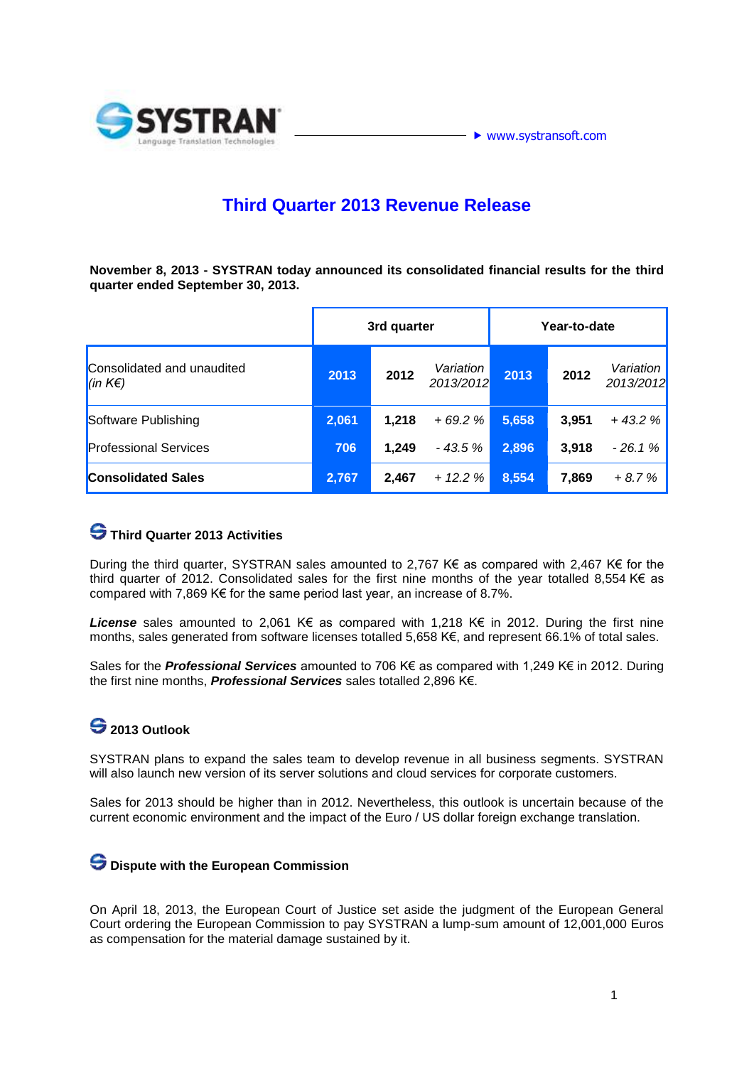SYSTRAN
Language Translation Technologies

www.systransoft.com

# Third Quarter 2013 Revenue Release

**November 8, 2013 - SYSTRAN today announced its consolidated financial results for the third quarter ended September 30, 2013.**

| | 3rd quarter | | | Year-to-date | | |
|---|---|---|---|---|---|---|
| Consolidated and unaudited *(in K€)* | **2013** | **2012** | *Variation 2013/2012* | **2013** | **2012** | *Variation 2013/2012* |
| Software Publishing | **2,061** | **1,218** | *+ 69.2 %* | **5,658** | **3,951** | *+ 43.2 %* |
| Professional Services | **706** | **1,249** | *- 43.5 %* | **2,896** | **3,918** | *- 26.1 %* |
| **Consolidated Sales** | **2,767** | **2,467** | *+ 12.2 %* | **8,554** | **7,869** | *+ 8.7 %* |

## Third Quarter 2013 Activities

During the third quarter, SYSTRAN sales amounted to 2,767 K€ as compared with 2,467 K€ for the third quarter of 2012. Consolidated sales for the first nine months of the year totalled 8,554 K€ as compared with 7,869 K€ for the same period last year, an increase of 8.7%.

***License*** sales amounted to 2,061 K€ as compared with 1,218 K€ in 2012. During the first nine months, sales generated from software licenses totalled 5,658 K€, and represent 66.1% of total sales.

Sales for the ***Professional Services*** amounted to 706 K€ as compared with 1,249 K€ in 2012. During the first nine months, ***Professional Services*** sales totalled 2,896 K€.

## 2013 Outlook

SYSTRAN plans to expand the sales team to develop revenue in all business segments. SYSTRAN will also launch new version of its server solutions and cloud services for corporate customers.

Sales for 2013 should be higher than in 2012. Nevertheless, this outlook is uncertain because of the current economic environment and the impact of the Euro / US dollar foreign exchange translation.

## Dispute with the European Commission

On April 18, 2013, the European Court of Justice set aside the judgment of the European General Court ordering the European Commission to pay SYSTRAN a lump-sum amount of 12,001,000 Euros as compensation for the material damage sustained by it.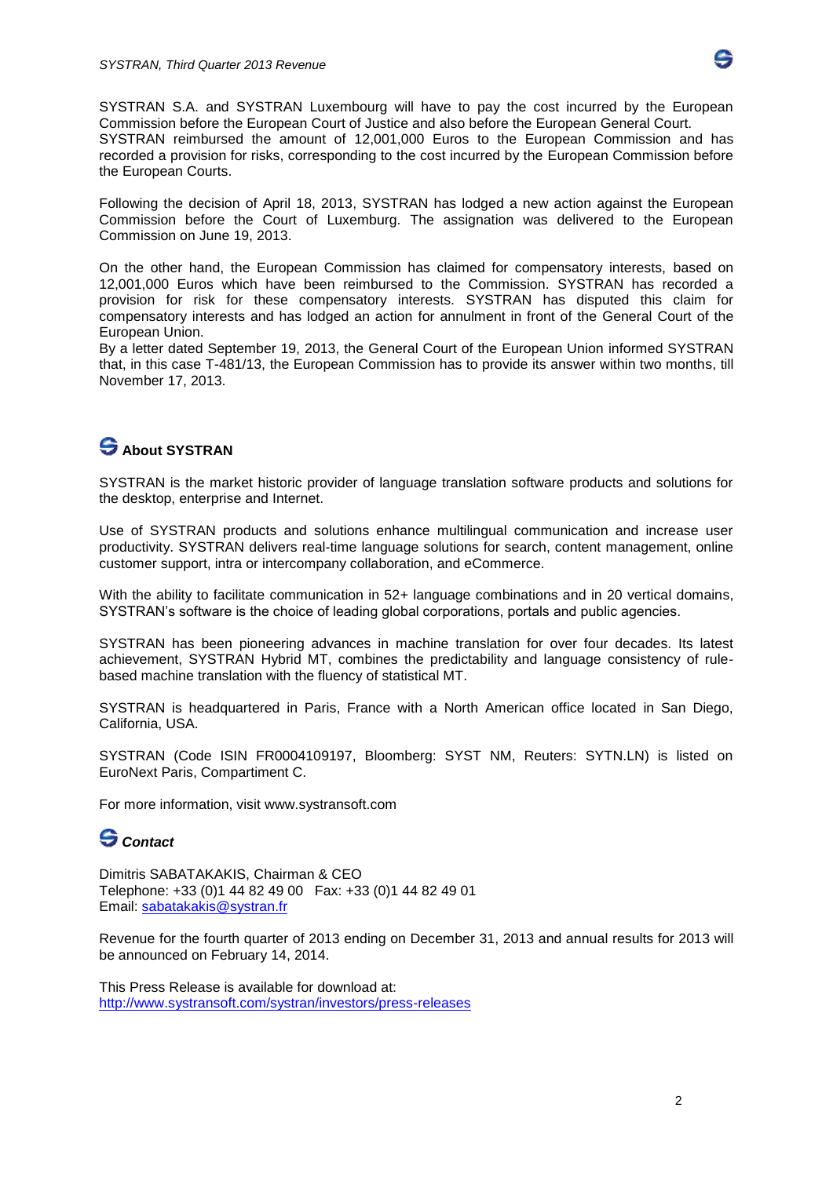SYSTRAN S.A. and SYSTRAN Luxembourg will have to pay the cost incurred by the European Commission before the European Court of Justice and also before the European General Court. SYSTRAN reimbursed the amount of 12,001,000 Euros to the European Commission and has recorded a provision for risks, corresponding to the cost incurred by the European Commission before the European Courts.

Following the decision of April 18, 2013, SYSTRAN has lodged a new action against the European Commission before the Court of Luxemburg. The assignation was delivered to the European Commission on June 19, 2013.

On the other hand, the European Commission has claimed for compensatory interests, based on 12,001,000 Euros which have been reimbursed to the Commission. SYSTRAN has recorded a provision for risk for these compensatory interests. SYSTRAN has disputed this claim for compensatory interests and has lodged an action for annulment in front of the General Court of the European Union.
By a letter dated September 19, 2013, the General Court of the European Union informed SYSTRAN that, in this case T-481/13, the European Commission has to provide its answer within two months, till November 17, 2013.

## About SYSTRAN

SYSTRAN is the market historic provider of language translation software products and solutions for the desktop, enterprise and Internet.

Use of SYSTRAN products and solutions enhance multilingual communication and increase user productivity. SYSTRAN delivers real-time language solutions for search, content management, online customer support, intra or intercompany collaboration, and eCommerce.

With the ability to facilitate communication in 52+ language combinations and in 20 vertical domains, SYSTRAN's software is the choice of leading global corporations, portals and public agencies.

SYSTRAN has been pioneering advances in machine translation for over four decades. Its latest achievement, SYSTRAN Hybrid MT, combines the predictability and language consistency of rule-based machine translation with the fluency of statistical MT.

SYSTRAN is headquartered in Paris, France with a North American office located in San Diego, California, USA.

SYSTRAN (Code ISIN FR0004109197, Bloomberg: SYST NM, Reuters: SYTN.LN) is listed on EuroNext Paris, Compartiment C.

For more information, visit www.systransoft.com

## *Contact*

Dimitris SABATAKAKIS, Chairman & CEO
Telephone: +33 (0)1 44 82 49 00 Fax: +33 (0)1 44 82 49 01
Email: sabatakakis@systran.fr

Revenue for the fourth quarter of 2013 ending on December 31, 2013 and annual results for 2013 will be announced on February 14, 2014.

This Press Release is available for download at:
http://www.systransoft.com/systran/investors/press-releases